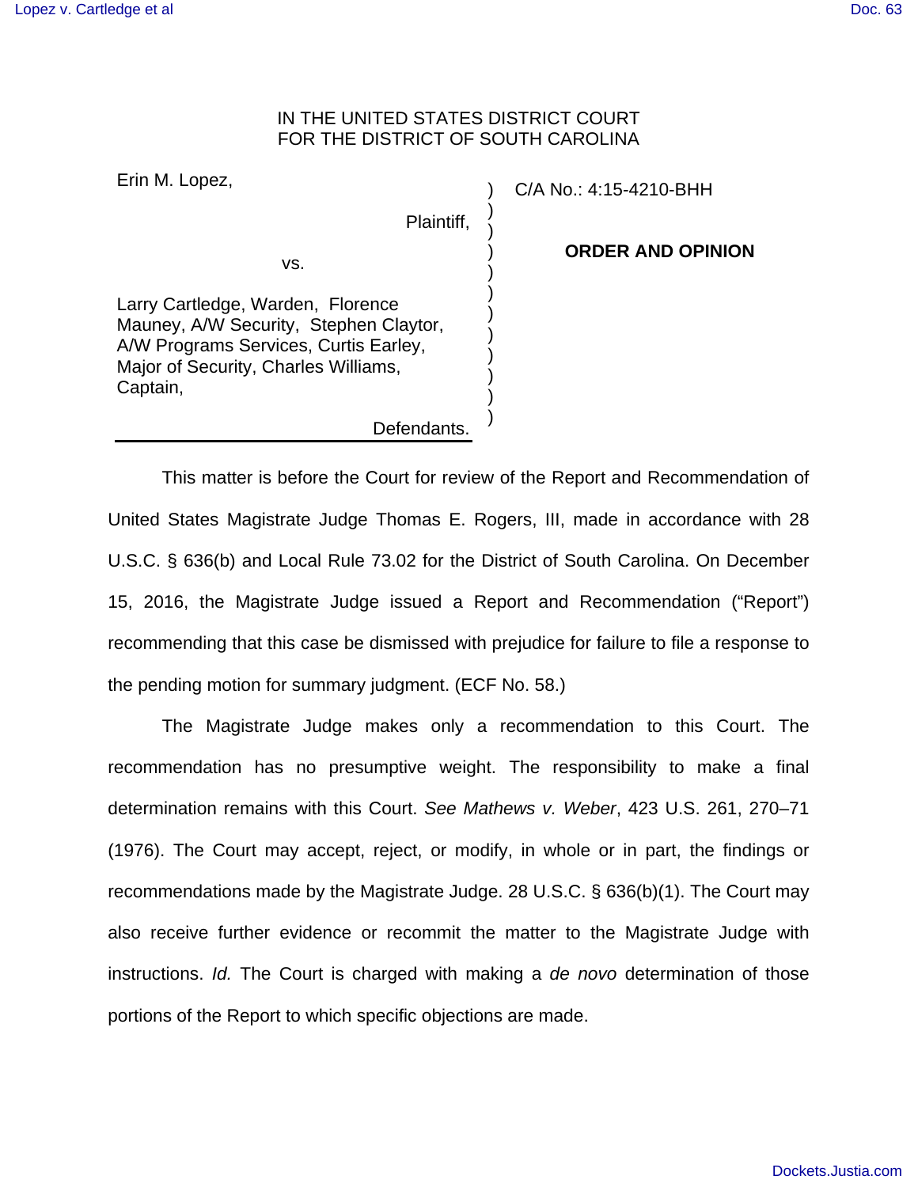IN THE UNITED STATES DISTRICT COURT
FOR THE DISTRICT OF SOUTH CAROLINA

Erin M. Lopez,

Plaintiff,

vs.

Larry Cartledge, Warden, Florence Mauney, A/W Security, Stephen Claytor, A/W Programs Services, Curtis Earley, Major of Security, Charles Williams, Captain,

Defendants.

C/A No.: 4:15-4210-BHH

**ORDER AND OPINION**

This matter is before the Court for review of the Report and Recommendation of United States Magistrate Judge Thomas E. Rogers, III, made in accordance with 28 U.S.C. § 636(b) and Local Rule 73.02 for the District of South Carolina. On December 15, 2016, the Magistrate Judge issued a Report and Recommendation ("Report") recommending that this case be dismissed with prejudice for failure to file a response to the pending motion for summary judgment. (ECF No. 58.)

The Magistrate Judge makes only a recommendation to this Court. The recommendation has no presumptive weight. The responsibility to make a final determination remains with this Court. *See Mathews v. Weber*, 423 U.S. 261, 270–71 (1976). The Court may accept, reject, or modify, in whole or in part, the findings or recommendations made by the Magistrate Judge. 28 U.S.C. § 636(b)(1). The Court may also receive further evidence or recommit the matter to the Magistrate Judge with instructions. *Id.* The Court is charged with making a *de novo* determination of those portions of the Report to which specific objections are made.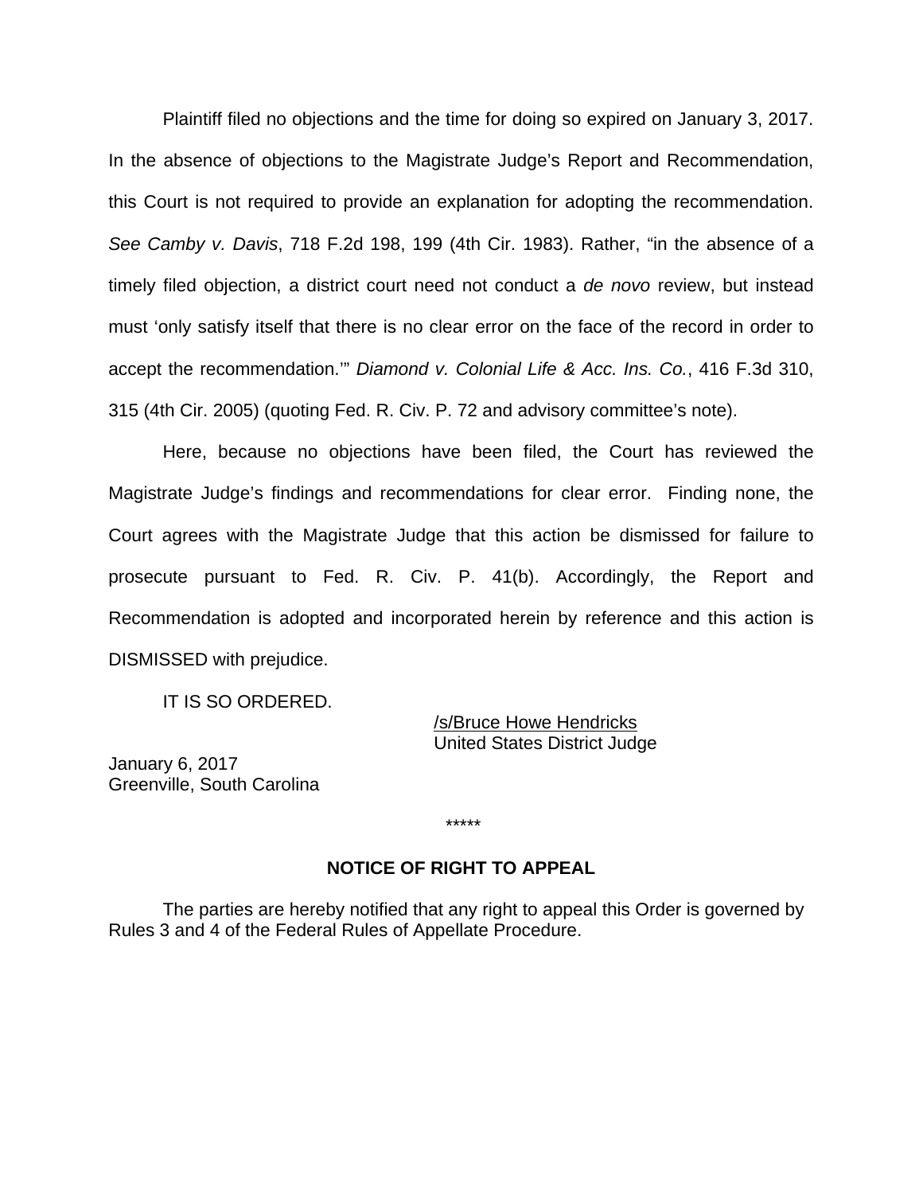Plaintiff filed no objections and the time for doing so expired on January 3, 2017. In the absence of objections to the Magistrate Judge's Report and Recommendation, this Court is not required to provide an explanation for adopting the recommendation. *See Camby v. Davis*, 718 F.2d 198, 199 (4th Cir. 1983). Rather, "in the absence of a timely filed objection, a district court need not conduct a *de novo* review, but instead must 'only satisfy itself that there is no clear error on the face of the record in order to accept the recommendation.'" *Diamond v. Colonial Life & Acc. Ins. Co.*, 416 F.3d 310, 315 (4th Cir. 2005) (quoting Fed. R. Civ. P. 72 and advisory committee's note).

Here, because no objections have been filed, the Court has reviewed the Magistrate Judge's findings and recommendations for clear error. Finding none, the Court agrees with the Magistrate Judge that this action be dismissed for failure to prosecute pursuant to Fed. R. Civ. P. 41(b). Accordingly, the Report and Recommendation is adopted and incorporated herein by reference and this action is DISMISSED with prejudice.

IT IS SO ORDERED.

/s/Bruce Howe Hendricks
United States District Judge

January 6, 2017
Greenville, South Carolina

*****

**NOTICE OF RIGHT TO APPEAL**

The parties are hereby notified that any right to appeal this Order is governed by Rules 3 and 4 of the Federal Rules of Appellate Procedure.